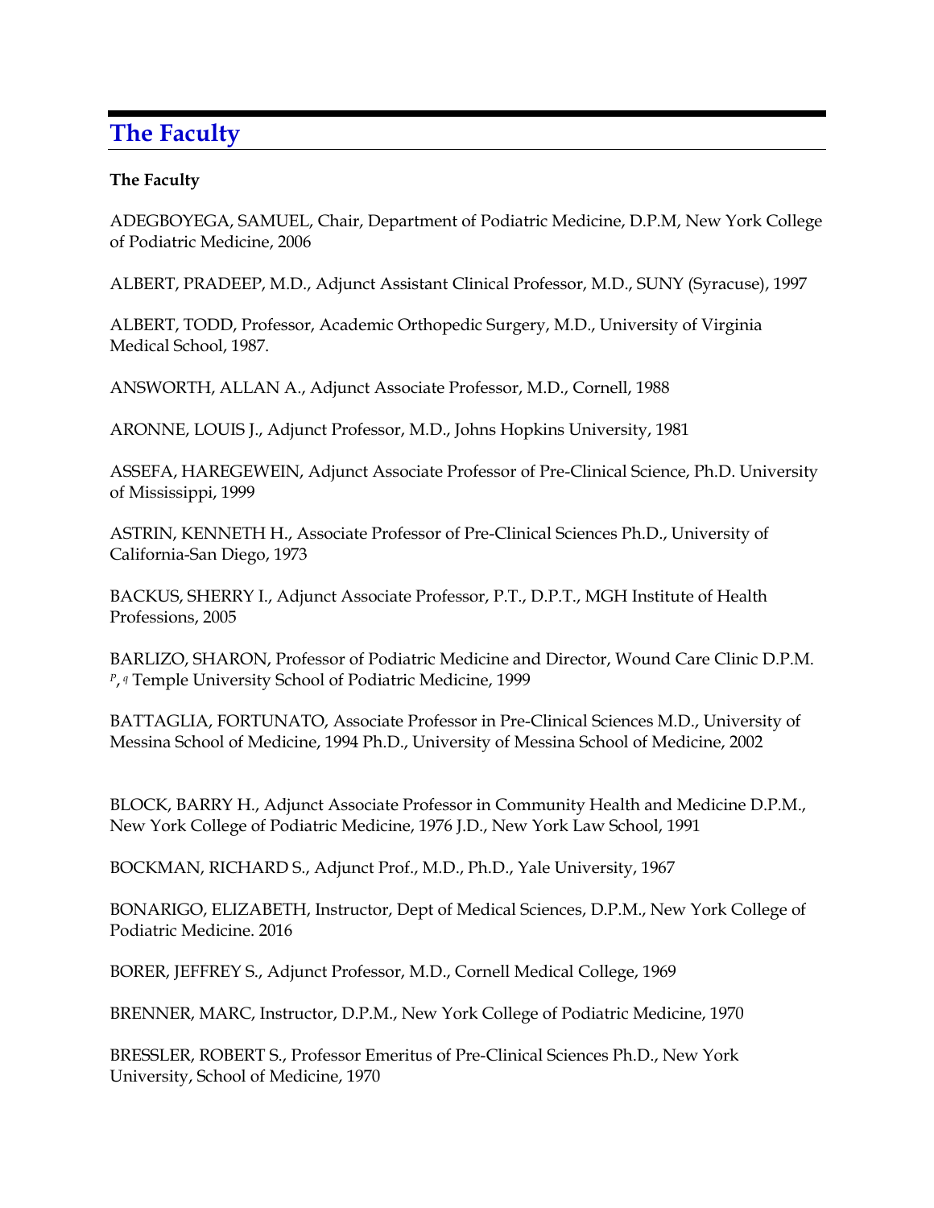# The Faculty

**The Faculty**

ADEGBOYEGA, SAMUEL, Chair, Department of Podiatric Medicine, D.P.M, New York College of Podiatric Medicine, 2006

ALBERT, PRADEEP, M.D., Adjunct Assistant Clinical Professor, M.D., SUNY (Syracuse), 1997

ALBERT, TODD, Professor, Academic Orthopedic Surgery, M.D., University of Virginia Medical School, 1987.

ANSWORTH, ALLAN A., Adjunct Associate Professor, M.D., Cornell, 1988

ARONNE, LOUIS J., Adjunct Professor, M.D., Johns Hopkins University, 1981

ASSEFA, HAREGEWEIN, Adjunct Associate Professor of Pre-Clinical Science, Ph.D. University of Mississippi, 1999

ASTRIN, KENNETH H., Associate Professor of Pre-Clinical Sciences Ph.D., University of California-San Diego, 1973

BACKUS, SHERRY I., Adjunct Associate Professor, P.T., D.P.T., MGH Institute of Health Professions, 2005

BARLIZO, SHARON, Professor of Podiatric Medicine and Director, Wound Care Clinic D.P.M. [p], [q] Temple University School of Podiatric Medicine, 1999

BATTAGLIA, FORTUNATO, Associate Professor in Pre-Clinical Sciences M.D., University of Messina School of Medicine, 1994 Ph.D., University of Messina School of Medicine, 2002

BLOCK, BARRY H., Adjunct Associate Professor in Community Health and Medicine D.P.M., New York College of Podiatric Medicine, 1976 J.D., New York Law School, 1991

BOCKMAN, RICHARD S., Adjunct Prof., M.D., Ph.D., Yale University, 1967

BONARIGO, ELIZABETH, Instructor, Dept of Medical Sciences, D.P.M., New York College of Podiatric Medicine. 2016

BORER, JEFFREY S., Adjunct Professor, M.D., Cornell Medical College, 1969

BRENNER, MARC, Instructor, D.P.M., New York College of Podiatric Medicine, 1970

BRESSLER, ROBERT S., Professor Emeritus of Pre-Clinical Sciences Ph.D., New York University, School of Medicine, 1970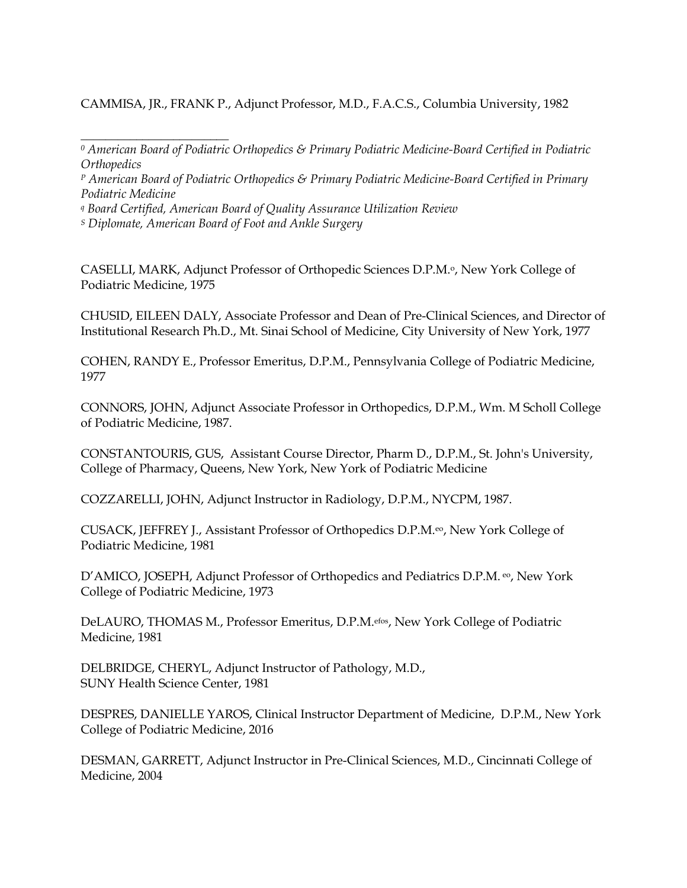CAMMISA, JR., FRANK P., Adjunct Professor, M.D., F.A.C.S., Columbia University, 1982

---

[0] *American Board of Podiatric Orthopedics & Primary Podiatric Medicine-Board Certified in Podiatric Orthopedics*

[P] *American Board of Podiatric Orthopedics & Primary Podiatric Medicine-Board Certified in Primary Podiatric Medicine*

[q] *Board Certified, American Board of Quality Assurance Utilization Review*

[S] *Diplomate, American Board of Foot and Ankle Surgery*

CASELLI, MARK, Adjunct Professor of Orthopedic Sciences D.P.M.[o], New York College of Podiatric Medicine, 1975

CHUSID, EILEEN DALY, Associate Professor and Dean of Pre-Clinical Sciences, and Director of Institutional Research Ph.D., Mt. Sinai School of Medicine, City University of New York, 1977

COHEN, RANDY E., Professor Emeritus, D.P.M., Pennsylvania College of Podiatric Medicine, 1977

CONNORS, JOHN, Adjunct Associate Professor in Orthopedics, D.P.M., Wm. M Scholl College of Podiatric Medicine, 1987.

CONSTANTOURIS, GUS, Assistant Course Director, Pharm D., D.P.M., St. John's University, College of Pharmacy, Queens, New York, New York of Podiatric Medicine

COZZARELLI, JOHN, Adjunct Instructor in Radiology, D.P.M., NYCPM, 1987.

CUSACK, JEFFREY J., Assistant Professor of Orthopedics D.P.M.[eo], New York College of Podiatric Medicine, 1981

D'AMICO, JOSEPH, Adjunct Professor of Orthopedics and Pediatrics D.P.M.[eo], New York College of Podiatric Medicine, 1973

DeLAURO, THOMAS M., Professor Emeritus, D.P.M.[efos], New York College of Podiatric Medicine, 1981

DELBRIDGE, CHERYL, Adjunct Instructor of Pathology, M.D., SUNY Health Science Center, 1981

DESPRES, DANIELLE YAROS, Clinical Instructor Department of Medicine, D.P.M., New York College of Podiatric Medicine, 2016

DESMAN, GARRETT, Adjunct Instructor in Pre-Clinical Sciences, M.D., Cincinnati College of Medicine, 2004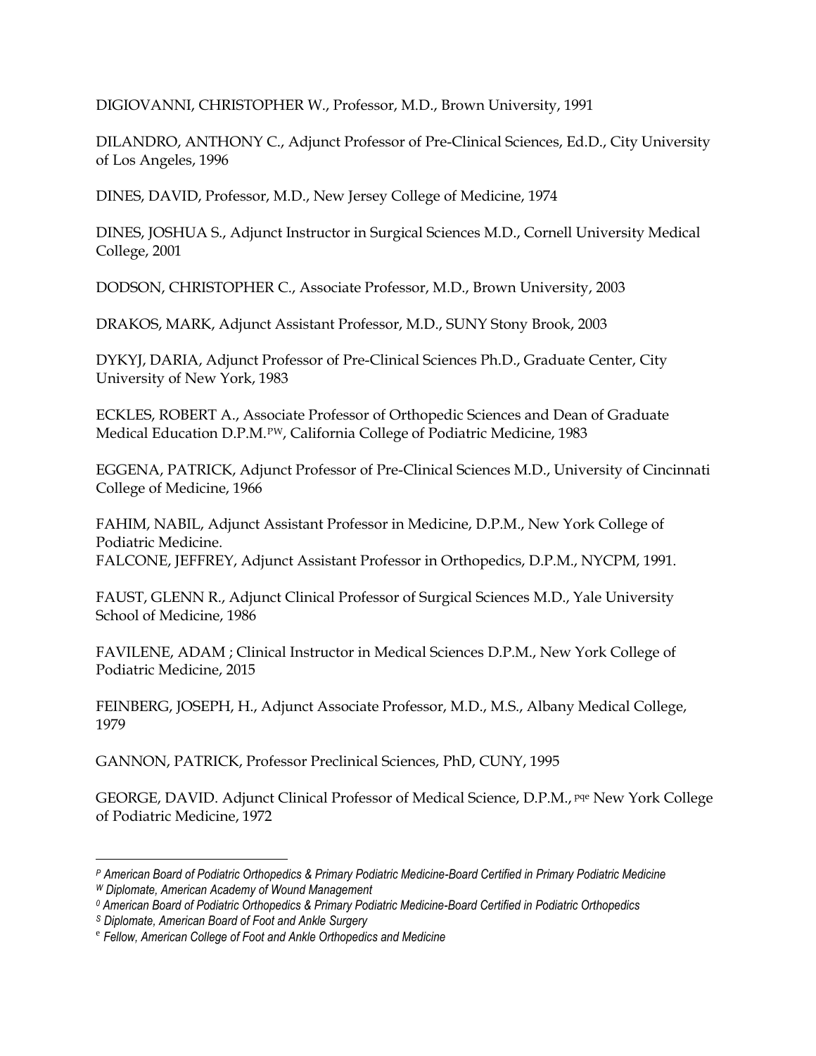DIGIOVANNI, CHRISTOPHER W., Professor, M.D., Brown University, 1991

DILANDRO, ANTHONY C., Adjunct Professor of Pre-Clinical Sciences, Ed.D., City University of Los Angeles, 1996

DINES, DAVID, Professor, M.D., New Jersey College of Medicine, 1974

DINES, JOSHUA S., Adjunct Instructor in Surgical Sciences M.D., Cornell University Medical College, 2001

DODSON, CHRISTOPHER C., Associate Professor, M.D., Brown University, 2003

DRAKOS, MARK, Adjunct Assistant Professor, M.D., SUNY Stony Brook, 2003

DYKYJ, DARIA, Adjunct Professor of Pre-Clinical Sciences Ph.D., Graduate Center, City University of New York, 1983

ECKLES, ROBERT A., Associate Professor of Orthopedic Sciences and Dean of Graduate Medical Education D.P.M.[PW], California College of Podiatric Medicine, 1983

EGGENA, PATRICK, Adjunct Professor of Pre-Clinical Sciences M.D., University of Cincinnati College of Medicine, 1966

FAHIM, NABIL, Adjunct Assistant Professor in Medicine, D.P.M., New York College of Podiatric Medicine.
FALCONE, JEFFREY, Adjunct Assistant Professor in Orthopedics, D.P.M., NYCPM, 1991.

FAUST, GLENN R., Adjunct Clinical Professor of Surgical Sciences M.D., Yale University School of Medicine, 1986

FAVILENE, ADAM ; Clinical Instructor in Medical Sciences D.P.M., New York College of Podiatric Medicine, 2015

FEINBERG, JOSEPH, H., Adjunct Associate Professor, M.D., M.S., Albany Medical College, 1979

GANNON, PATRICK, Professor Preclinical Sciences, PhD, CUNY, 1995

GEORGE, DAVID. Adjunct Clinical Professor of Medical Science, D.P.M., [Pqe] New York College of Podiatric Medicine, 1972

---

*[P] American Board of Podiatric Orthopedics & Primary Podiatric Medicine-Board Certified in Primary Podiatric Medicine*
*[W] Diplomate, American Academy of Wound Management*
*[0] American Board of Podiatric Orthopedics & Primary Podiatric Medicine-Board Certified in Podiatric Orthopedics*
*[S] Diplomate, American Board of Foot and Ankle Surgery*
*[e] Fellow, American College of Foot and Ankle Orthopedics and Medicine*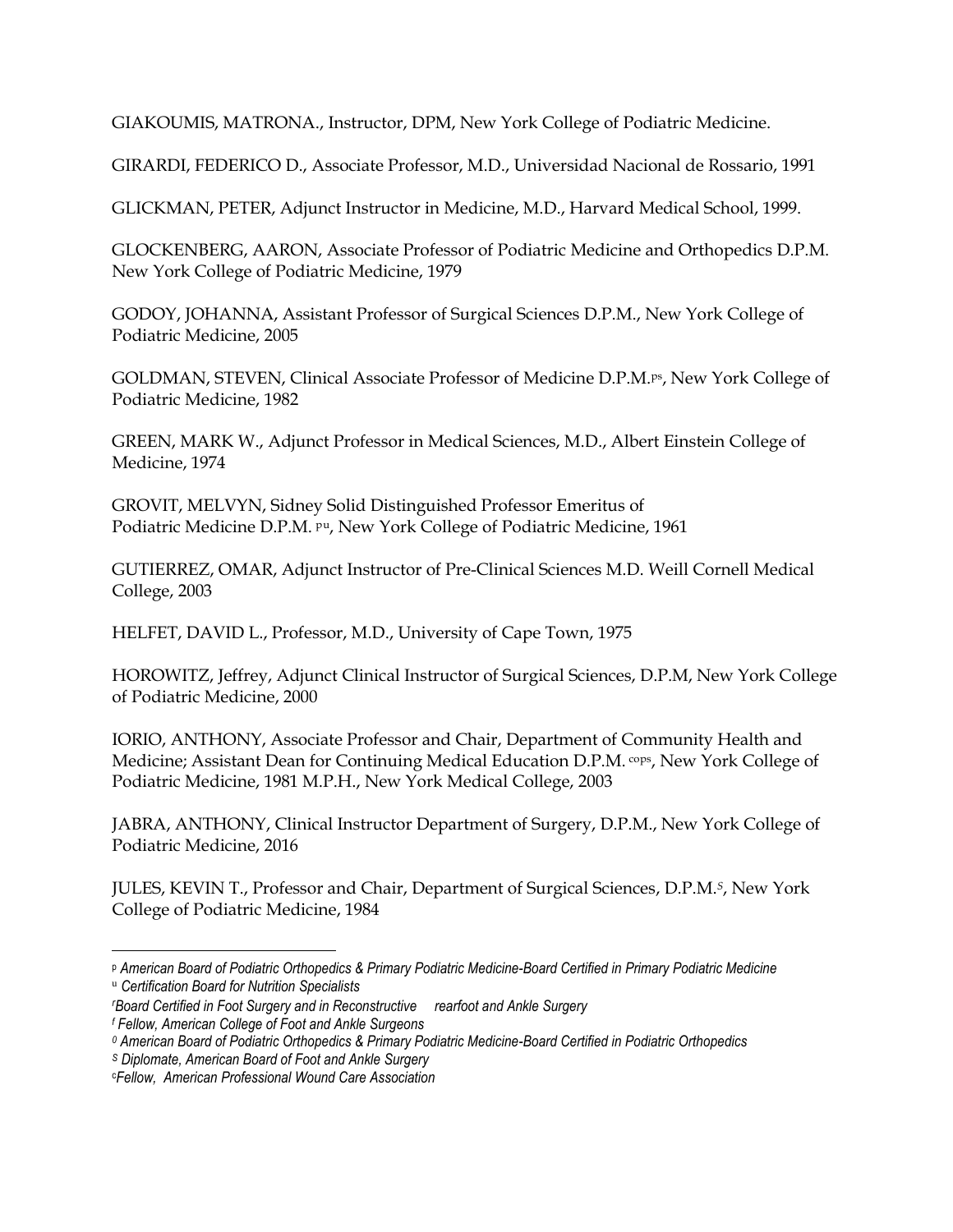GIAKOUMIS, MATRONA., Instructor, DPM, New York College of Podiatric Medicine.

GIRARDI, FEDERICO D., Associate Professor, M.D., Universidad Nacional de Rossario, 1991

GLICKMAN, PETER, Adjunct Instructor in Medicine, M.D., Harvard Medical School, 1999.

GLOCKENBERG, AARON, Associate Professor of Podiatric Medicine and Orthopedics D.P.M. New York College of Podiatric Medicine, 1979

GODOY, JOHANNA, Assistant Professor of Surgical Sciences D.P.M., New York College of Podiatric Medicine, 2005

GOLDMAN, STEVEN, Clinical Associate Professor of Medicine D.P.M.[ps], New York College of Podiatric Medicine, 1982

GREEN, MARK W., Adjunct Professor in Medical Sciences, M.D., Albert Einstein College of Medicine, 1974

GROVIT, MELVYN, Sidney Solid Distinguished Professor Emeritus of Podiatric Medicine D.P.M. [pu], New York College of Podiatric Medicine, 1961

GUTIERREZ, OMAR, Adjunct Instructor of Pre-Clinical Sciences M.D. Weill Cornell Medical College, 2003

HELFET, DAVID L., Professor, M.D., University of Cape Town, 1975

HOROWITZ, Jeffrey, Adjunct Clinical Instructor of Surgical Sciences, D.P.M, New York College of Podiatric Medicine, 2000

IORIO, ANTHONY, Associate Professor and Chair, Department of Community Health and Medicine; Assistant Dean for Continuing Medical Education D.P.M. [cops], New York College of Podiatric Medicine, 1981 M.P.H., New York Medical College, 2003

JABRA, ANTHONY, Clinical Instructor Department of Surgery, D.P.M., New York College of Podiatric Medicine, 2016

JULES, KEVIN T., Professor and Chair, Department of Surgical Sciences, D.P.M.[S], New York College of Podiatric Medicine, 1984

---

[p] *American Board of Podiatric Orthopedics & Primary Podiatric Medicine-Board Certified in Primary Podiatric Medicine*

[u] *Certification Board for Nutrition Specialists*

[r] *Board Certified in Foot Surgery and in Reconstructive rearfoot and Ankle Surgery*

[f] *Fellow, American College of Foot and Ankle Surgeons*

[0] *American Board of Podiatric Orthopedics & Primary Podiatric Medicine-Board Certified in Podiatric Orthopedics*

[S] *Diplomate, American Board of Foot and Ankle Surgery*

[c] *Fellow, American Professional Wound Care Association*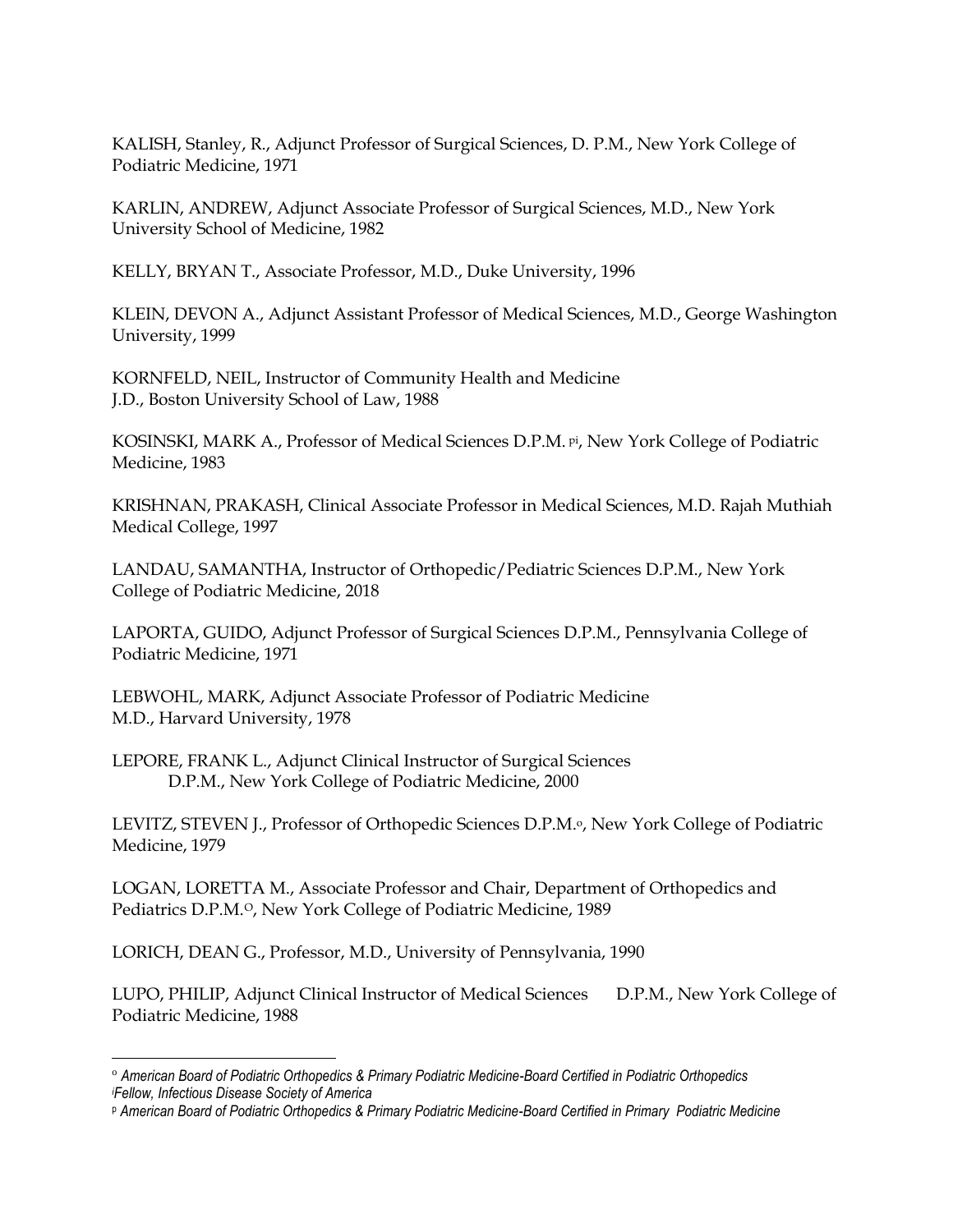KALISH, Stanley, R., Adjunct Professor of Surgical Sciences, D. P.M., New York College of Podiatric Medicine, 1971

KARLIN, ANDREW, Adjunct Associate Professor of Surgical Sciences, M.D., New York University School of Medicine, 1982

KELLY, BRYAN T., Associate Professor, M.D., Duke University, 1996

KLEIN, DEVON A., Adjunct Assistant Professor of Medical Sciences, M.D., George Washington University, 1999

KORNFELD, NEIL, Instructor of Community Health and Medicine
J.D., Boston University School of Law, 1988

KOSINSKI, MARK A., Professor of Medical Sciences D.P.M. [p][i], New York College of Podiatric Medicine, 1983

KRISHNAN, PRAKASH, Clinical Associate Professor in Medical Sciences, M.D. Rajah Muthiah Medical College, 1997

LANDAU, SAMANTHA, Instructor of Orthopedic/Pediatric Sciences D.P.M., New York College of Podiatric Medicine, 2018

LAPORTA, GUIDO, Adjunct Professor of Surgical Sciences D.P.M., Pennsylvania College of Podiatric Medicine, 1971

LEBWOHL, MARK, Adjunct Associate Professor of Podiatric Medicine
M.D., Harvard University, 1978

LEPORE, FRANK L., Adjunct Clinical Instructor of Surgical Sciences
D.P.M., New York College of Podiatric Medicine, 2000

LEVITZ, STEVEN J., Professor of Orthopedic Sciences D.P.M.[o], New York College of Podiatric Medicine, 1979

LOGAN, LORETTA M., Associate Professor and Chair, Department of Orthopedics and Pediatrics D.P.M.[O], New York College of Podiatric Medicine, 1989

LORICH, DEAN G., Professor, M.D., University of Pennsylvania, 1990

LUPO, PHILIP, Adjunct Clinical Instructor of Medical Sciences D.P.M., New York College of Podiatric Medicine, 1988

---

[o] *American Board of Podiatric Orthopedics & Primary Podiatric Medicine-Board Certified in Podiatric Orthopedics*

[i] *Fellow, Infectious Disease Society of America*

[p] *American Board of Podiatric Orthopedics & Primary Podiatric Medicine-Board Certified in Primary Podiatric Medicine*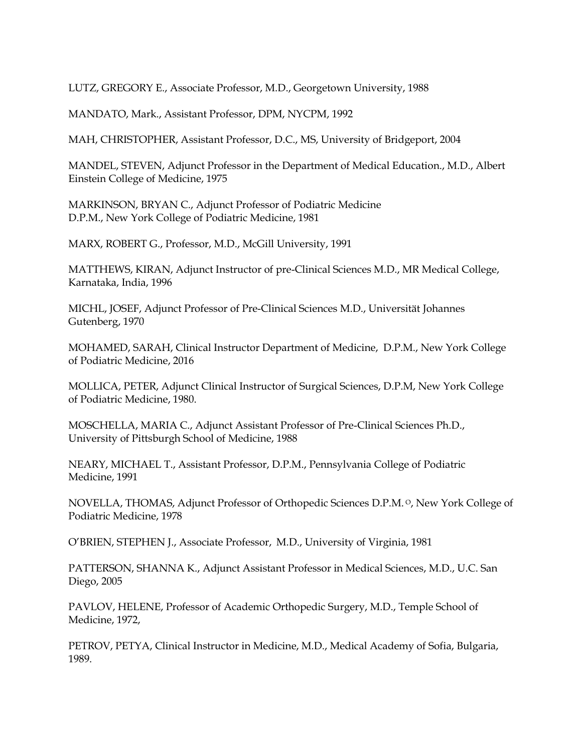LUTZ, GREGORY E., Associate Professor, M.D., Georgetown University, 1988

MANDATO, Mark., Assistant Professor, DPM, NYCPM, 1992

MAH, CHRISTOPHER, Assistant Professor, D.C., MS, University of Bridgeport, 2004

MANDEL, STEVEN, Adjunct Professor in the Department of Medical Education., M.D., Albert Einstein College of Medicine, 1975

MARKINSON, BRYAN C., Adjunct Professor of Podiatric Medicine
D.P.M., New York College of Podiatric Medicine, 1981

MARX, ROBERT G., Professor, M.D., McGill University, 1991

MATTHEWS, KIRAN, Adjunct Instructor of pre-Clinical Sciences M.D., MR Medical College, Karnataka, India, 1996

MICHL, JOSEF, Adjunct Professor of Pre-Clinical Sciences M.D., Universität Johannes Gutenberg, 1970

MOHAMED, SARAH, Clinical Instructor Department of Medicine, D.P.M., New York College of Podiatric Medicine, 2016

MOLLICA, PETER, Adjunct Clinical Instructor of Surgical Sciences, D.P.M, New York College of Podiatric Medicine, 1980.

MOSCHELLA, MARIA C., Adjunct Assistant Professor of Pre-Clinical Sciences Ph.D., University of Pittsburgh School of Medicine, 1988

NEARY, MICHAEL T., Assistant Professor, D.P.M., Pennsylvania College of Podiatric Medicine, 1991

NOVELLA, THOMAS, Adjunct Professor of Orthopedic Sciences D.P.M. [O], New York College of Podiatric Medicine, 1978

O'BRIEN, STEPHEN J., Associate Professor, M.D., University of Virginia, 1981

PATTERSON, SHANNA K., Adjunct Assistant Professor in Medical Sciences, M.D., U.C. San Diego, 2005

PAVLOV, HELENE, Professor of Academic Orthopedic Surgery, M.D., Temple School of Medicine, 1972,

PETROV, PETYA, Clinical Instructor in Medicine, M.D., Medical Academy of Sofia, Bulgaria, 1989.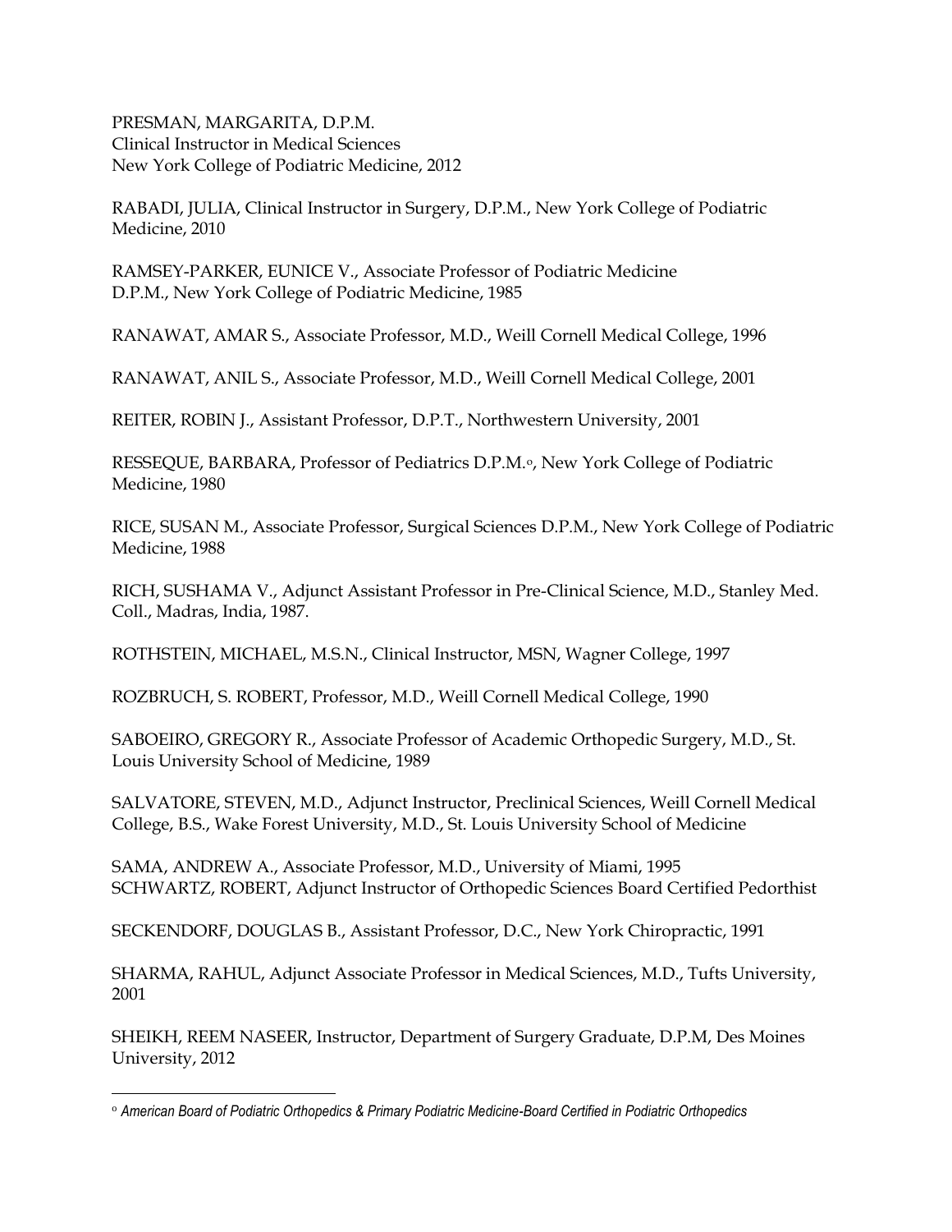PRESMAN, MARGARITA, D.P.M.
Clinical Instructor in Medical Sciences
New York College of Podiatric Medicine, 2012

RABADI, JULIA, Clinical Instructor in Surgery, D.P.M., New York College of Podiatric Medicine, 2010

RAMSEY-PARKER, EUNICE V., Associate Professor of Podiatric Medicine
D.P.M., New York College of Podiatric Medicine, 1985

RANAWAT, AMAR S., Associate Professor, M.D., Weill Cornell Medical College, 1996

RANAWAT, ANIL S., Associate Professor, M.D., Weill Cornell Medical College, 2001

REITER, ROBIN J., Assistant Professor, D.P.T., Northwestern University, 2001

RESSEQUE, BARBARA, Professor of Pediatrics D.P.M.[o], New York College of Podiatric Medicine, 1980

RICE, SUSAN M., Associate Professor, Surgical Sciences D.P.M., New York College of Podiatric Medicine, 1988

RICH, SUSHAMA V., Adjunct Assistant Professor in Pre-Clinical Science, M.D., Stanley Med. Coll., Madras, India, 1987.

ROTHSTEIN, MICHAEL, M.S.N., Clinical Instructor, MSN, Wagner College, 1997

ROZBRUCH, S. ROBERT, Professor, M.D., Weill Cornell Medical College, 1990

SABOEIRO, GREGORY R., Associate Professor of Academic Orthopedic Surgery, M.D., St. Louis University School of Medicine, 1989

SALVATORE, STEVEN, M.D., Adjunct Instructor, Preclinical Sciences, Weill Cornell Medical College, B.S., Wake Forest University, M.D., St. Louis University School of Medicine

SAMA, ANDREW A., Associate Professor, M.D., University of Miami, 1995
SCHWARTZ, ROBERT, Adjunct Instructor of Orthopedic Sciences Board Certified Pedorthist

SECKENDORF, DOUGLAS B., Assistant Professor, D.C., New York Chiropractic, 1991

SHARMA, RAHUL, Adjunct Associate Professor in Medical Sciences, M.D., Tufts University, 2001

SHEIKH, REEM NASEER, Instructor, Department of Surgery Graduate, D.P.M, Des Moines University, 2012

---

[o] *American Board of Podiatric Orthopedics & Primary Podiatric Medicine-Board Certified in Podiatric Orthopedics*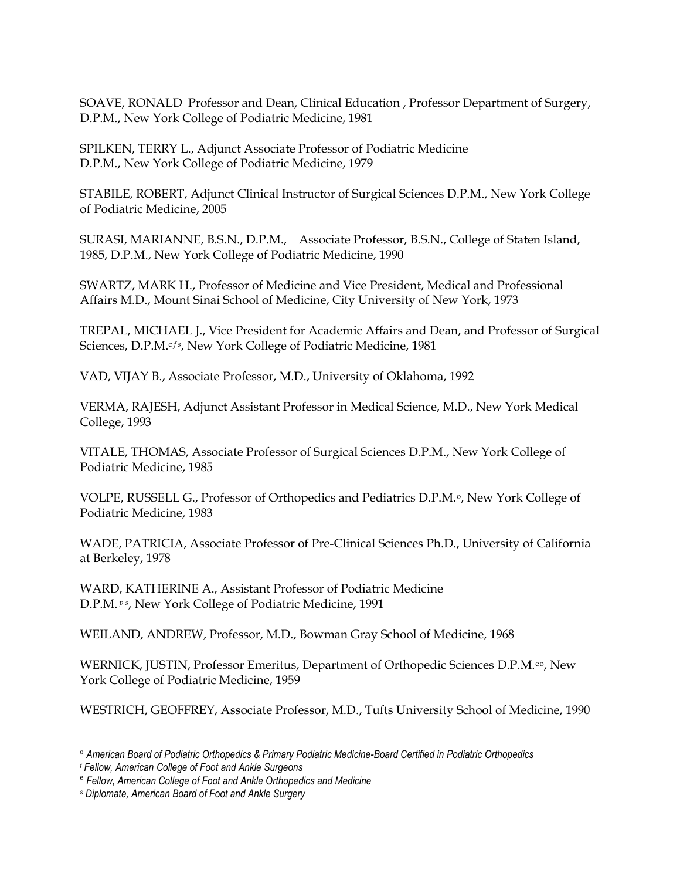SOAVE, RONALD Professor and Dean, Clinical Education , Professor Department of Surgery, D.P.M., New York College of Podiatric Medicine, 1981

SPILKEN, TERRY L., Adjunct Associate Professor of Podiatric Medicine D.P.M., New York College of Podiatric Medicine, 1979

STABILE, ROBERT, Adjunct Clinical Instructor of Surgical Sciences D.P.M., New York College of Podiatric Medicine, 2005

SURASI, MARIANNE, B.S.N., D.P.M., Associate Professor, B.S.N., College of Staten Island, 1985, D.P.M., New York College of Podiatric Medicine, 1990

SWARTZ, MARK H., Professor of Medicine and Vice President, Medical and Professional Affairs M.D., Mount Sinai School of Medicine, City University of New York, 1973

TREPAL, MICHAEL J., Vice President for Academic Affairs and Dean, and Professor of Surgical Sciences, D.P.M.[c f s], New York College of Podiatric Medicine, 1981

VAD, VIJAY B., Associate Professor, M.D., University of Oklahoma, 1992

VERMA, RAJESH, Adjunct Assistant Professor in Medical Science, M.D., New York Medical College, 1993

VITALE, THOMAS, Associate Professor of Surgical Sciences D.P.M., New York College of Podiatric Medicine, 1985

VOLPE, RUSSELL G., Professor of Orthopedics and Pediatrics D.P.M.[o], New York College of Podiatric Medicine, 1983

WADE, PATRICIA, Associate Professor of Pre-Clinical Sciences Ph.D., University of California at Berkeley, 1978

WARD, KATHERINE A., Assistant Professor of Podiatric Medicine D.P.M.[p s], New York College of Podiatric Medicine, 1991

WEILAND, ANDREW, Professor, M.D., Bowman Gray School of Medicine, 1968

WERNICK, JUSTIN, Professor Emeritus, Department of Orthopedic Sciences D.P.M.[e o], New York College of Podiatric Medicine, 1959

WESTRICH, GEOFFREY, Associate Professor, M.D., Tufts University School of Medicine, 1990

---

[o] *American Board of Podiatric Orthopedics & Primary Podiatric Medicine-Board Certified in Podiatric Orthopedics*

[f] *Fellow, American College of Foot and Ankle Surgeons*

[e] *Fellow, American College of Foot and Ankle Orthopedics and Medicine*

[s] *Diplomate, American Board of Foot and Ankle Surgery*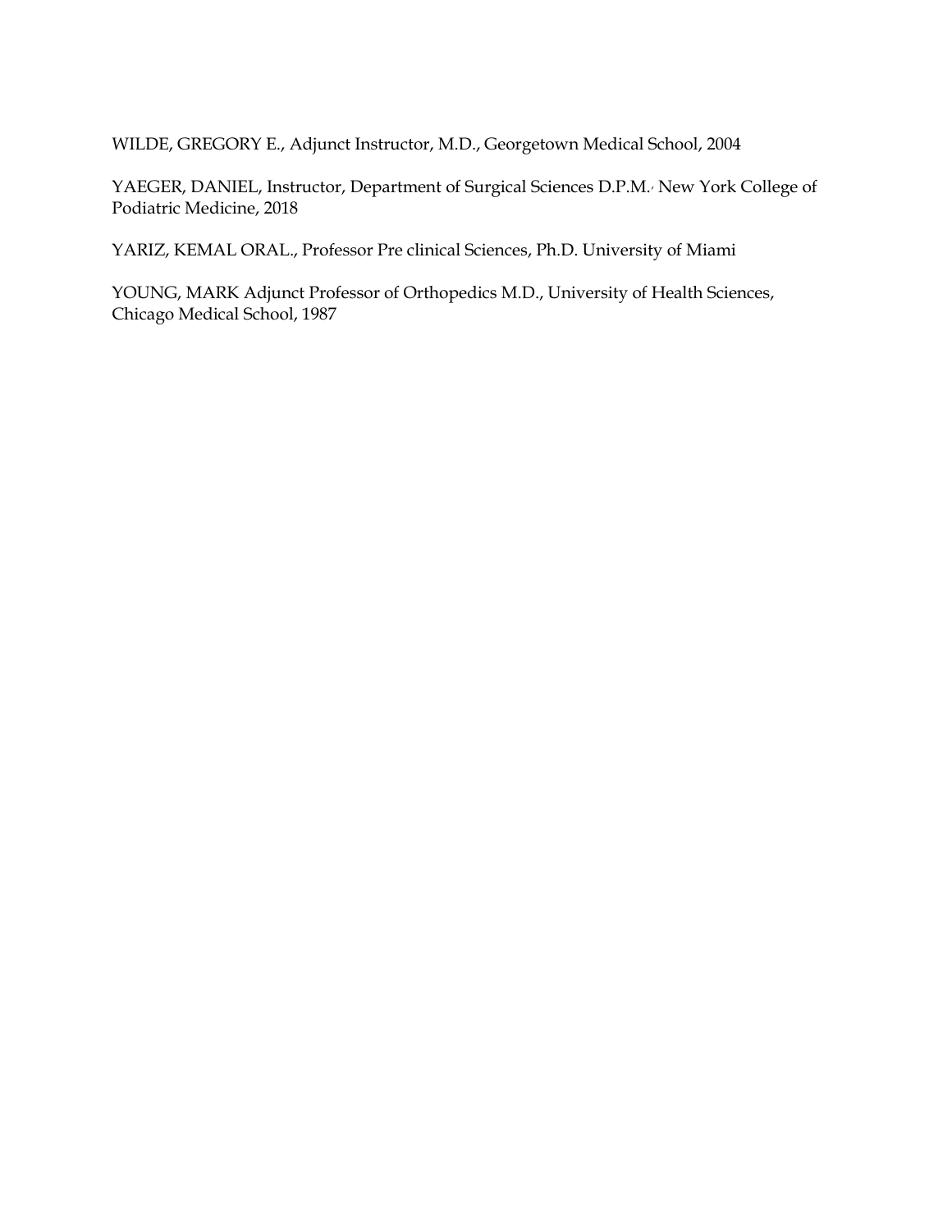WILDE, GREGORY E., Adjunct Instructor, M.D., Georgetown Medical School, 2004

YAEGER, DANIEL, Instructor, Department of Surgical Sciences D.P.M., New York College of Podiatric Medicine, 2018

YARIZ, KEMAL ORAL., Professor Pre clinical Sciences, Ph.D. University of Miami

YOUNG, MARK Adjunct Professor of Orthopedics M.D., University of Health Sciences, Chicago Medical School, 1987